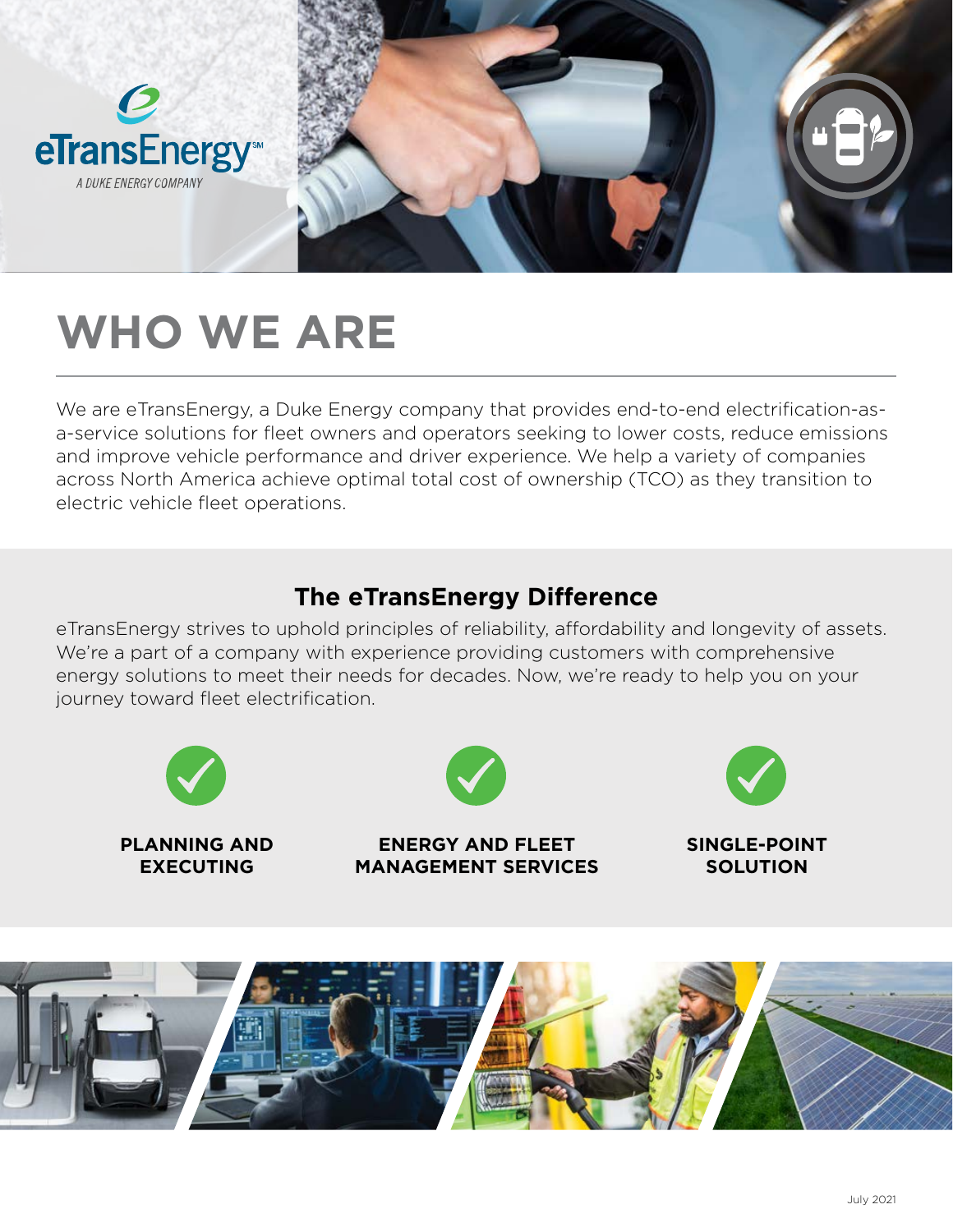eTransEnergy℠

*A DUKE ENERGY COMPANY*

# WHO WE ARE

We are eTransEnergy, a Duke Energy company that provides end-to-end electrification-as-a-service solutions for fleet owners and operators seeking to lower costs, reduce emissions and improve vehicle performance and driver experience. We help a variety of companies across North America achieve optimal total cost of ownership (TCO) as they transition to electric vehicle fleet operations.

## The eTransEnergy Difference

eTransEnergy strives to uphold principles of reliability, affordability and longevity of assets. We're a part of a company with experience providing customers with comprehensive energy solutions to meet their needs for decades. Now, we're ready to help you on your journey toward fleet electrification.

- **PLANNING AND EXECUTING**
- **ENERGY AND FLEET MANAGEMENT SERVICES**
- **SINGLE-POINT SOLUTION**

July 2021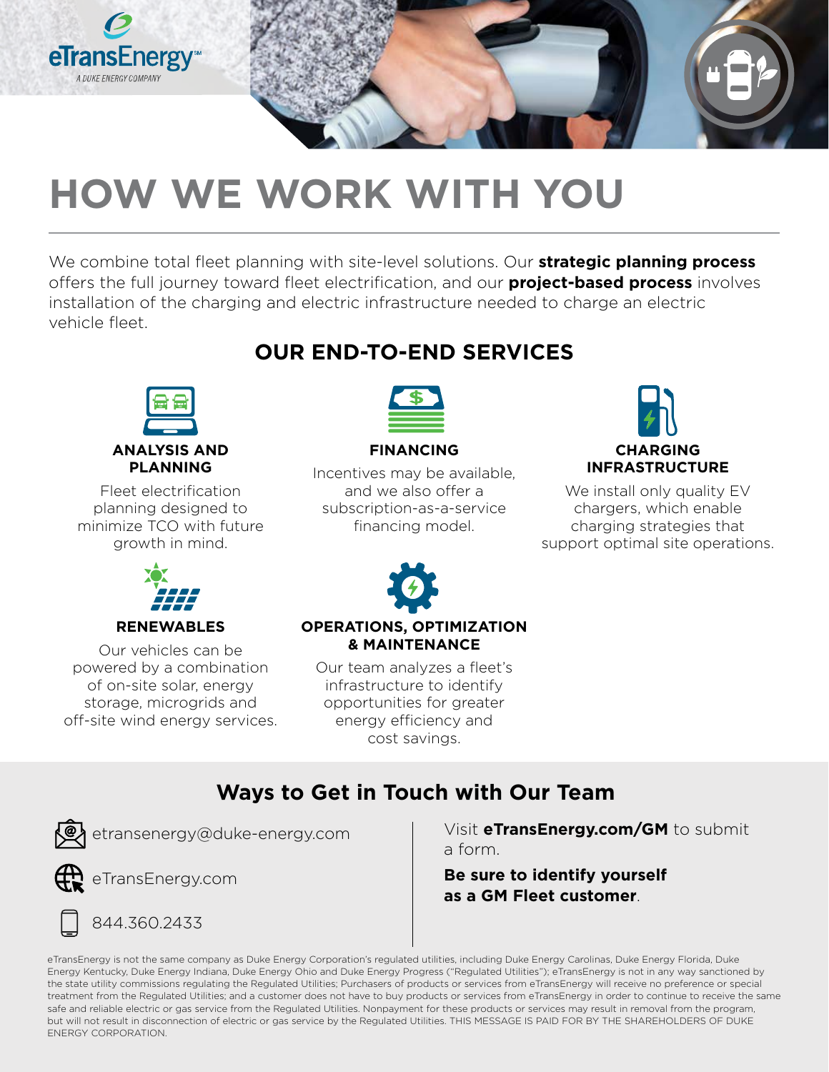eTransEnergy[SM]

A DUKE ENERGY COMPANY

# HOW WE WORK WITH YOU

We combine total fleet planning with site-level solutions. Our **strategic planning process** offers the full journey toward fleet electrification, and our **project-based process** involves installation of the charging and electric infrastructure needed to charge an electric vehicle fleet.

## OUR END-TO-END SERVICES

### ANALYSIS AND PLANNING

Fleet electrification planning designed to minimize TCO with future growth in mind.

### FINANCING

Incentives may be available, and we also offer a subscription-as-a-service financing model.

### CHARGING INFRASTRUCTURE

We install only quality EV chargers, which enable charging strategies that support optimal site operations.

### RENEWABLES

Our vehicles can be powered by a combination of on-site solar, energy storage, microgrids and off-site wind energy services.

### OPERATIONS, OPTIMIZATION & MAINTENANCE

Our team analyzes a fleet's infrastructure to identify opportunities for greater energy efficiency and cost savings.

## Ways to Get in Touch with Our Team

etransenergy@duke-energy.com

eTransEnergy.com

844.360.2433

Visit **eTransEnergy.com/GM** to submit a form.

**Be sure to identify yourself as a GM Fleet customer**.

eTransEnergy is not the same company as Duke Energy Corporation's regulated utilities, including Duke Energy Carolinas, Duke Energy Florida, Duke Energy Kentucky, Duke Energy Indiana, Duke Energy Ohio and Duke Energy Progress ("Regulated Utilities"); eTransEnergy is not in any way sanctioned by the state utility commissions regulating the Regulated Utilities; Purchasers of products or services from eTransEnergy will receive no preference or special treatment from the Regulated Utilities; and a customer does not have to buy products or services from eTransEnergy in order to continue to receive the same safe and reliable electric or gas service from the Regulated Utilities. Nonpayment for these products or services may result in removal from the program, but will not result in disconnection of electric or gas service by the Regulated Utilities. THIS MESSAGE IS PAID FOR BY THE SHAREHOLDERS OF DUKE ENERGY CORPORATION.